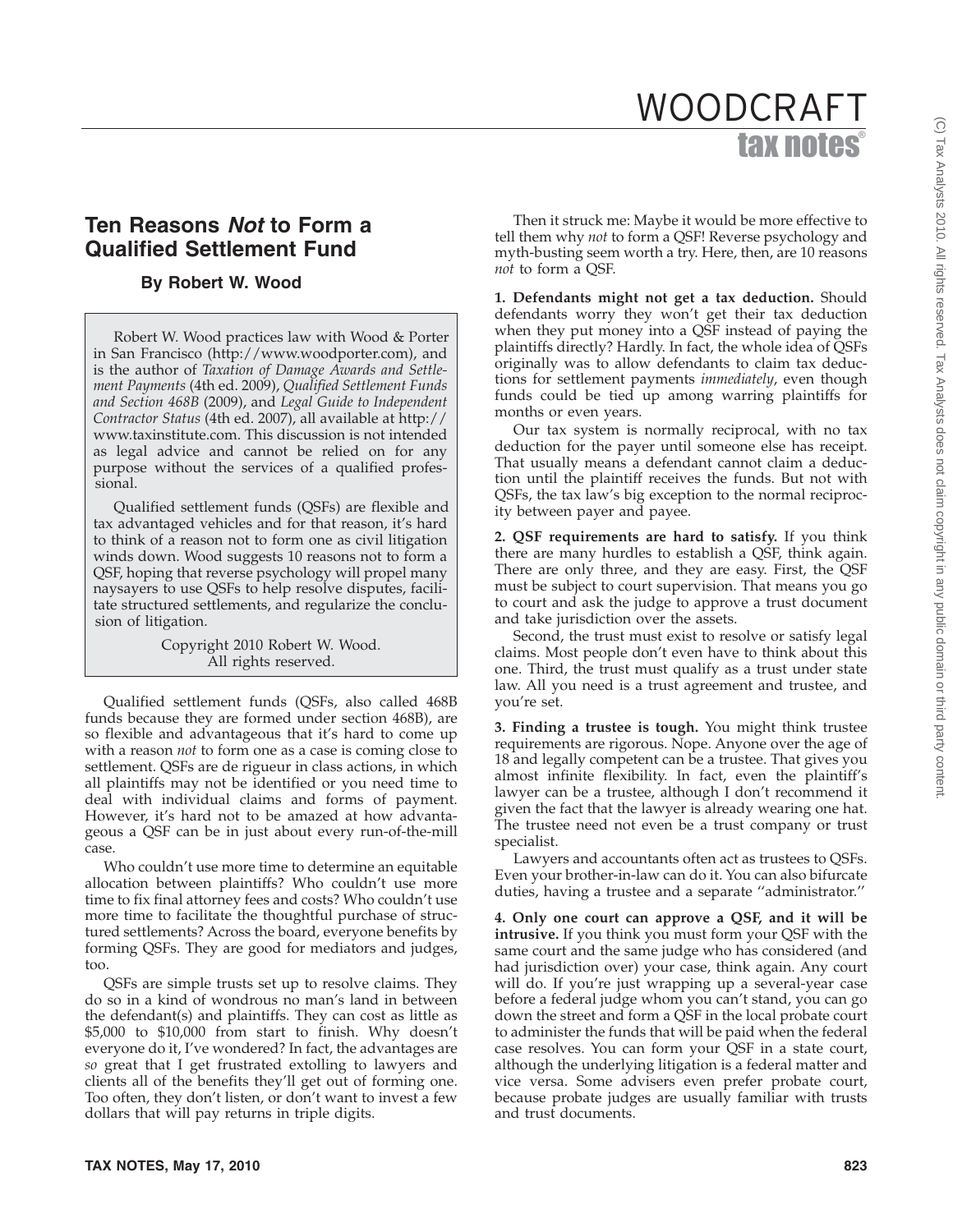# Ten Reasons *Not* to Form a Qualified Settlement Fund

### By Robert W. Wood

Robert W. Wood practices law with Wood & Porter in San Francisco (http://www.woodporter.com), and is the author of *Taxation of Damage Awards and Settlement Payments* (4th ed. 2009), *Qualified Settlement Funds and Section 468B* (2009), and *Legal Guide to Independent Contractor Status* (4th ed. 2007), all available at http://www.taxinstitute.com. This discussion is not intended as legal advice and cannot be relied on for any purpose without the services of a qualified professional.

Qualified settlement funds (QSFs) are flexible and tax advantaged vehicles and for that reason, it's hard to think of a reason not to form one as civil litigation winds down. Wood suggests 10 reasons not to form a QSF, hoping that reverse psychology will propel many naysayers to use QSFs to help resolve disputes, facilitate structured settlements, and regularize the conclusion of litigation.

Copyright 2010 Robert W. Wood.
All rights reserved.

Qualified settlement funds (QSFs, also called 468B funds because they are formed under section 468B), are so flexible and advantageous that it's hard to come up with a reason *not* to form one as a case is coming close to settlement. QSFs are de rigueur in class actions, in which all plaintiffs may not be identified or you need time to deal with individual claims and forms of payment. However, it's hard not to be amazed at how advantageous a QSF can be in just about every run-of-the-mill case.

Who couldn't use more time to determine an equitable allocation between plaintiffs? Who couldn't use more time to fix final attorney fees and costs? Who couldn't use more time to facilitate the thoughtful purchase of structured settlements? Across the board, everyone benefits by forming QSFs. They are good for mediators and judges, too.

QSFs are simple trusts set up to resolve claims. They do so in a kind of wondrous no man's land in between the defendant(s) and plaintiffs. They can cost as little as $5,000 to $10,000 from start to finish. Why doesn't everyone do it, I've wondered? In fact, the advantages are *so* great that I get frustrated extolling to lawyers and clients all of the benefits they'll get out of forming one. Too often, they don't listen, or don't want to invest a few dollars that will pay returns in triple digits.

Then it struck me: Maybe it would be more effective to tell them why *not* to form a QSF! Reverse psychology and myth-busting seem worth a try. Here, then, are 10 reasons *not* to form a QSF.

**1. Defendants might not get a tax deduction.** Should defendants worry they won't get their tax deduction when they put money into a QSF instead of paying the plaintiffs directly? Hardly. In fact, the whole idea of QSFs originally was to allow defendants to claim tax deductions for settlement payments *immediately*, even though funds could be tied up among warring plaintiffs for months or even years.

Our tax system is normally reciprocal, with no tax deduction for the payer until someone else has receipt. That usually means a defendant cannot claim a deduction until the plaintiff receives the funds. But not with QSFs, the tax law's big exception to the normal reciprocity between payer and payee.

**2. QSF requirements are hard to satisfy.** If you think there are many hurdles to establish a QSF, think again. There are only three, and they are easy. First, the QSF must be subject to court supervision. That means you go to court and ask the judge to approve a trust document and take jurisdiction over the assets.

Second, the trust must exist to resolve or satisfy legal claims. Most people don't even have to think about this one. Third, the trust must qualify as a trust under state law. All you need is a trust agreement and trustee, and you're set.

**3. Finding a trustee is tough.** You might think trustee requirements are rigorous. Nope. Anyone over the age of 18 and legally competent can be a trustee. That gives you almost infinite flexibility. In fact, even the plaintiff's lawyer can be a trustee, although I don't recommend it given the fact that the lawyer is already wearing one hat. The trustee need not even be a trust company or trust specialist.

Lawyers and accountants often act as trustees to QSFs. Even your brother-in-law can do it. You can also bifurcate duties, having a trustee and a separate "administrator."

**4. Only one court can approve a QSF, and it will be intrusive.** If you think you must form your QSF with the same court and the same judge who has considered (and had jurisdiction over) your case, think again. Any court will do. If you're just wrapping up a several-year case before a federal judge whom you can't stand, you can go down the street and form a QSF in the local probate court to administer the funds that will be paid when the federal case resolves. You can form your QSF in a state court, although the underlying litigation is a federal matter and vice versa. Some advisers even prefer probate court, because probate judges are usually familiar with trusts and trust documents.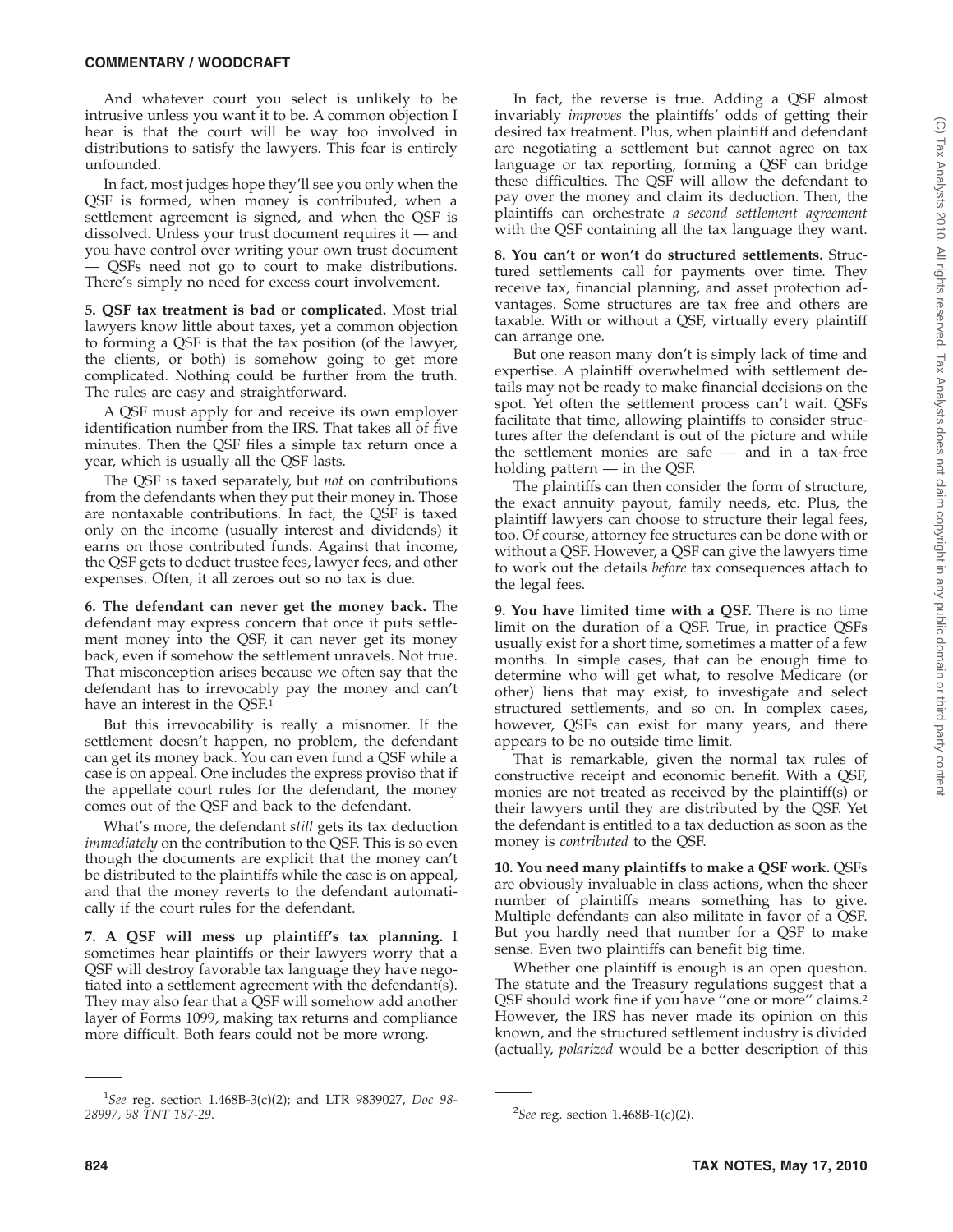And whatever court you select is unlikely to be intrusive unless you want it to be. A common objection I hear is that the court will be way too involved in distributions to satisfy the lawyers. This fear is entirely unfounded.

In fact, most judges hope they'll see you only when the QSF is formed, when money is contributed, when a settlement agreement is signed, and when the QSF is dissolved. Unless your trust document requires it — and you have control over writing your own trust document — QSFs need not go to court to make distributions. There's simply no need for excess court involvement.

**5. QSF tax treatment is bad or complicated.** Most trial lawyers know little about taxes, yet a common objection to forming a QSF is that the tax position (of the lawyer, the clients, or both) is somehow going to get more complicated. Nothing could be further from the truth. The rules are easy and straightforward.

A QSF must apply for and receive its own employer identification number from the IRS. That takes all of five minutes. Then the QSF files a simple tax return once a year, which is usually all the QSF lasts.

The QSF is taxed separately, but *not* on contributions from the defendants when they put their money in. Those are nontaxable contributions. In fact, the QSF is taxed only on the income (usually interest and dividends) it earns on those contributed funds. Against that income, the QSF gets to deduct trustee fees, lawyer fees, and other expenses. Often, it all zeroes out so no tax is due.

**6. The defendant can never get the money back.** The defendant may express concern that once it puts settlement money into the QSF, it can never get its money back, even if somehow the settlement unravels. Not true. That misconception arises because we often say that the defendant has to irrevocably pay the money and can't have an interest in the QSF.[1]

But this irrevocability is really a misnomer. If the settlement doesn't happen, no problem, the defendant can get its money back. You can even fund a QSF while a case is on appeal. One includes the express proviso that if the appellate court rules for the defendant, the money comes out of the QSF and back to the defendant.

What's more, the defendant *still* gets its tax deduction *immediately* on the contribution to the QSF. This is so even though the documents are explicit that the money can't be distributed to the plaintiffs while the case is on appeal, and that the money reverts to the defendant automatically if the court rules for the defendant.

**7. A QSF will mess up plaintiff's tax planning.** I sometimes hear plaintiffs or their lawyers worry that a QSF will destroy favorable tax language they have negotiated into a settlement agreement with the defendant(s). They may also fear that a QSF will somehow add another layer of Forms 1099, making tax returns and compliance more difficult. Both fears could not be more wrong.

In fact, the reverse is true. Adding a QSF almost invariably *improves* the plaintiffs' odds of getting their desired tax treatment. Plus, when plaintiff and defendant are negotiating a settlement but cannot agree on tax language or tax reporting, forming a QSF can bridge these difficulties. The QSF will allow the defendant to pay over the money and claim its deduction. Then, the plaintiffs can orchestrate *a second settlement agreement* with the QSF containing all the tax language they want.

**8. You can't or won't do structured settlements.** Structured settlements call for payments over time. They receive tax, financial planning, and asset protection advantages. Some structures are tax free and others are taxable. With or without a QSF, virtually every plaintiff can arrange one.

But one reason many don't is simply lack of time and expertise. A plaintiff overwhelmed with settlement details may not be ready to make financial decisions on the spot. Yet often the settlement process can't wait. QSFs facilitate that time, allowing plaintiffs to consider structures after the defendant is out of the picture and while the settlement monies are safe — and in a tax-free holding pattern — in the QSF.

The plaintiffs can then consider the form of structure, the exact annuity payout, family needs, etc. Plus, the plaintiff lawyers can choose to structure their legal fees, too. Of course, attorney fee structures can be done with or without a QSF. However, a QSF can give the lawyers time to work out the details *before* tax consequences attach to the legal fees.

**9. You have limited time with a QSF.** There is no time limit on the duration of a QSF. True, in practice QSFs usually exist for a short time, sometimes a matter of a few months. In simple cases, that can be enough time to determine who will get what, to resolve Medicare (or other) liens that may exist, to investigate and select structured settlements, and so on. In complex cases, however, QSFs can exist for many years, and there appears to be no outside time limit.

That is remarkable, given the normal tax rules of constructive receipt and economic benefit. With a QSF, monies are not treated as received by the plaintiff(s) or their lawyers until they are distributed by the QSF. Yet the defendant is entitled to a tax deduction as soon as the money is *contributed* to the QSF.

**10. You need many plaintiffs to make a QSF work.** QSFs are obviously invaluable in class actions, when the sheer number of plaintiffs means something has to give. Multiple defendants can also militate in favor of a QSF. But you hardly need that number for a QSF to make sense. Even two plaintiffs can benefit big time.

Whether one plaintiff is enough is an open question. The statute and the Treasury regulations suggest that a QSF should work fine if you have "one or more" claims.[2] However, the IRS has never made its opinion on this known, and the structured settlement industry is divided (actually, *polarized* would be a better description of this

---

[1] *See* reg. section 1.468B-3(c)(2); and LTR 9839027, *Doc 98-28997, 98 TNT 187-29.*

[2] *See* reg. section 1.468B-1(c)(2).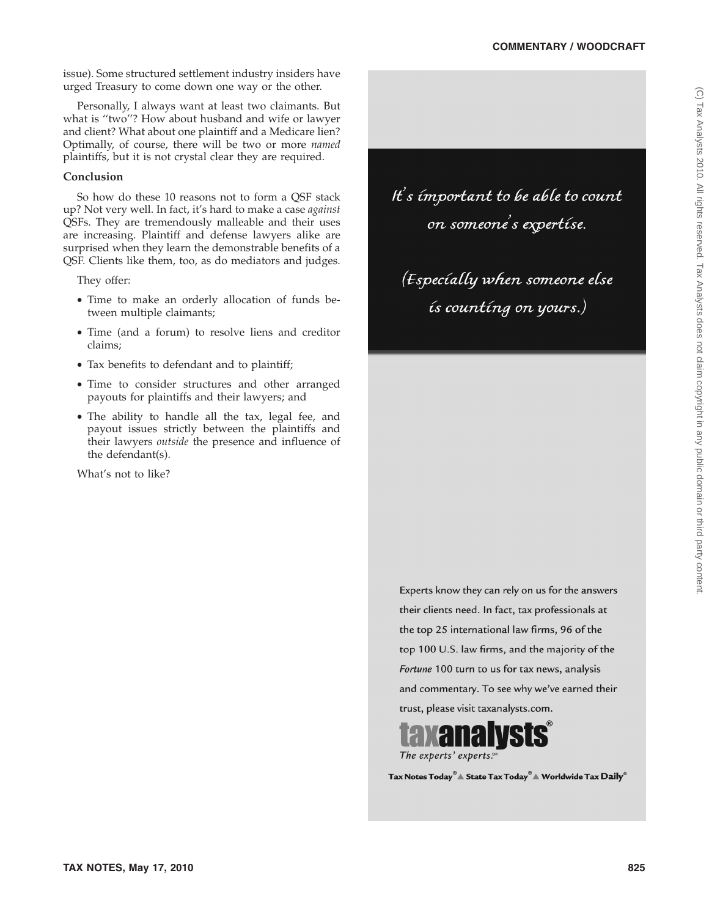issue). Some structured settlement industry insiders have urged Treasury to come down one way or the other.

Personally, I always want at least two claimants. But what is ''two''? How about husband and wife or lawyer and client? What about one plaintiff and a Medicare lien? Optimally, of course, there will be two or more *named* plaintiffs, but it is not crystal clear they are required.

### Conclusion

So how do these 10 reasons not to form a QSF stack up? Not very well. In fact, it's hard to make a case *against* QSFs. They are tremendously malleable and their uses are increasing. Plaintiff and defense lawyers alike are surprised when they learn the demonstrable benefits of a QSF. Clients like them, too, as do mediators and judges.

They offer:

- Time to make an orderly allocation of funds between multiple claimants;
- Time (and a forum) to resolve liens and creditor claims;
- Tax benefits to defendant and to plaintiff;
- Time to consider structures and other arranged payouts for plaintiffs and their lawyers; and
- The ability to handle all the tax, legal fee, and payout issues strictly between the plaintiffs and their lawyers *outside* the presence and influence of the defendant(s).

What's not to like?

*It's important to be able to count on someone's expertise.*

*(Especially when someone else is counting on yours.)*

Experts know they can rely on us for the answers their clients need. In fact, tax professionals at the top 25 international law firms, 96 of the top 100 U.S. law firms, and the majority of the *Fortune* 100 turn to us for tax news, analysis and commentary. To see why we've earned their trust, please visit taxanalysts.com.

taxanalysts®

*The experts' experts.*℠

Tax Notes Today® ▲ State Tax Today® ▲ Worldwide Tax Daily®